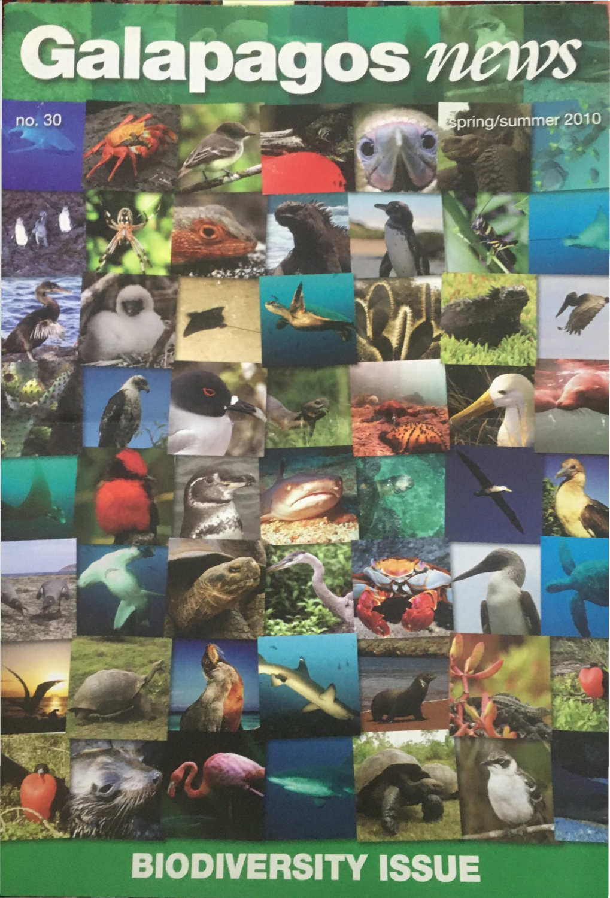# Galapagos *news*

no. 30

spring/summer 2010

## BIODIVERSITY ISSUE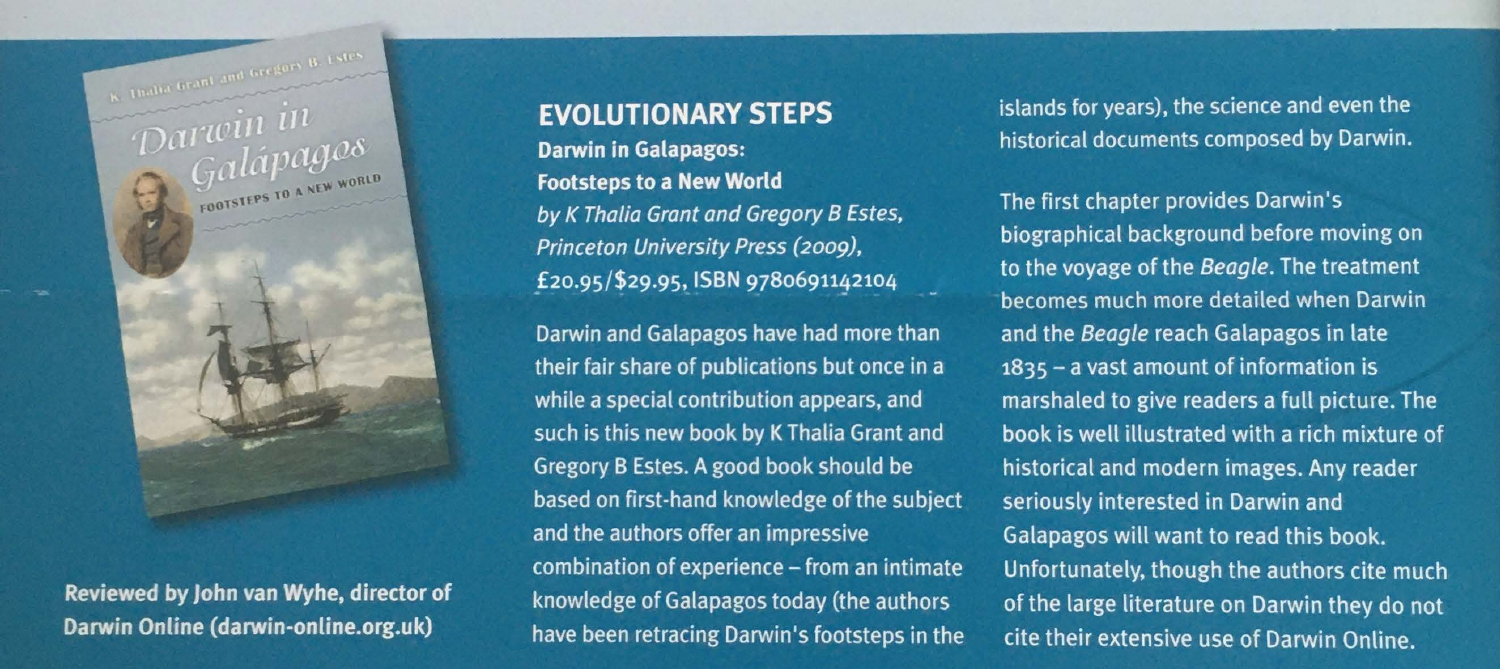## EVOLUTIONARY STEPS

**Darwin in Galapagos: Footsteps to a New World**
*by K Thalia Grant and Gregory B Estes, Princeton University Press (2009),* £20.95/$29.95, ISBN 9780691142104

Darwin and Galapagos have had more than their fair share of publications but once in a while a special contribution appears, and such is this new book by K Thalia Grant and Gregory B Estes. A good book should be based on first-hand knowledge of the subject and the authors offer an impressive combination of experience – from an intimate knowledge of Galapagos today (the authors have been retracing Darwin's footsteps in the islands for years), the science and even the historical documents composed by Darwin.

The first chapter provides Darwin's biographical background before moving on to the voyage of the *Beagle*. The treatment becomes much more detailed when Darwin and the *Beagle* reach Galapagos in late 1835 – a vast amount of information is marshaled to give readers a full picture. The book is well illustrated with a rich mixture of historical and modern images. Any reader seriously interested in Darwin and Galapagos will want to read this book. Unfortunately, though the authors cite much of the large literature on Darwin they do not cite their extensive use of Darwin Online.

**Reviewed by John van Wyhe, director of Darwin Online (darwin-online.org.uk)**